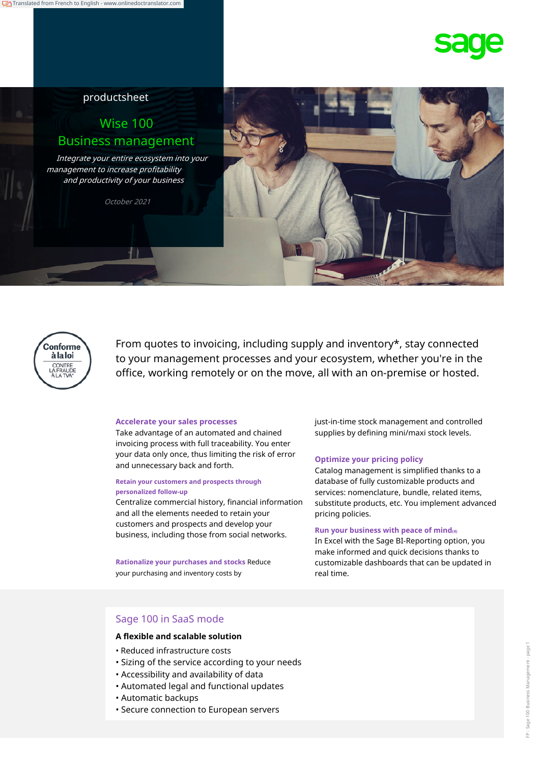productsheet

# Wise 100 Business management

*Integrate your entire ecosystem into your management to increase profitability and productivity of your business*

*October 2021*

Conforme à la loi CONTRE LA FRAUDE À LA TVA*

From quotes to invoicing, including supply and inventory*, stay connected to your management processes and your ecosystem, whether you're in the office, working remotely or on the move, all with an on-premise or hosted.

### Accelerate your sales processes

Take advantage of an automated and chained invoicing process with full traceability. You enter your data only once, thus limiting the risk of error and unnecessary back and forth.

#### Retain your customers and prospects through personalized follow-up

Centralize commercial history, financial information and all the elements needed to retain your customers and prospects and develop your business, including those from social networks.

**Rationalize your purchases and stocks** Reduce your purchasing and inventory costs by just-in-time stock management and controlled supplies by defining mini/maxi stock levels.

### Optimize your pricing policy

Catalog management is simplified thanks to a database of fully customizable products and services: nomenclature, bundle, related items, substitute products, etc. You implement advanced pricing policies.

### Run your business with peace of mind(4)

In Excel with the Sage BI-Reporting option, you make informed and quick decisions thanks to customizable dashboards that can be updated in real time.

## Sage 100 in SaaS mode

**A flexible and scalable solution**

- Reduced infrastructure costs
- Sizing of the service according to your needs
- Accessibility and availability of data
- Automated legal and functional updates
- Automatic backups
- Secure connection to European servers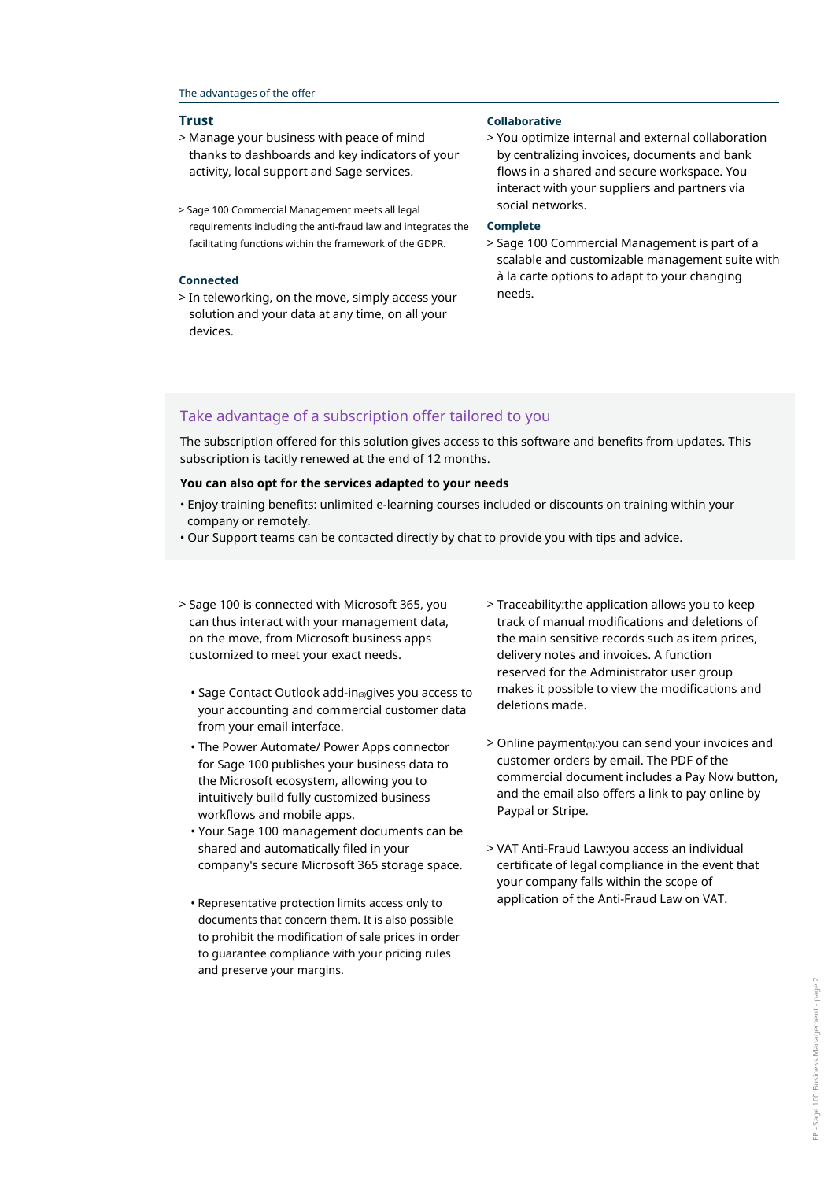The advantages of the offer

## Trust

> Manage your business with peace of mind thanks to dashboards and key indicators of your activity, local support and Sage services.

> Sage 100 Commercial Management meets all legal requirements including the anti-fraud law and integrates the facilitating functions within the framework of the GDPR.

### Connected

> In teleworking, on the move, simply access your solution and your data at any time, on all your devices.

### Collaborative

> You optimize internal and external collaboration by centralizing invoices, documents and bank flows in a shared and secure workspace. You interact with your suppliers and partners via social networks.

### Complete

> Sage 100 Commercial Management is part of a scalable and customizable management suite with à la carte options to adapt to your changing needs.

## Take advantage of a subscription offer tailored to you

The subscription offered for this solution gives access to this software and benefits from updates. This subscription is tacitly renewed at the end of 12 months.

**You can also opt for the services adapted to your needs**

- Enjoy training benefits: unlimited e-learning courses included or discounts on training within your company or remotely.
- Our Support teams can be contacted directly by chat to provide you with tips and advice.

> Sage 100 is connected with Microsoft 365, you can thus interact with your management data, on the move, from Microsoft business apps customized to meet your exact needs.

- Sage Contact Outlook add-in[3] gives you access to your accounting and commercial customer data from your email interface.
- The Power Automate/ Power Apps connector for Sage 100 publishes your business data to the Microsoft ecosystem, allowing you to intuitively build fully customized business workflows and mobile apps.
- Your Sage 100 management documents can be shared and automatically filed in your company's secure Microsoft 365 storage space.
- Representative protection limits access only to documents that concern them. It is also possible to prohibit the modification of sale prices in order to guarantee compliance with your pricing rules and preserve your margins.

> Traceability:the application allows you to keep track of manual modifications and deletions of the main sensitive records such as item prices, delivery notes and invoices. A function reserved for the Administrator user group makes it possible to view the modifications and deletions made.

> Online payment[1]:you can send your invoices and customer orders by email. The PDF of the commercial document includes a Pay Now button, and the email also offers a link to pay online by Paypal or Stripe.

> VAT Anti-Fraud Law:you access an individual certificate of legal compliance in the event that your company falls within the scope of application of the Anti-Fraud Law on VAT.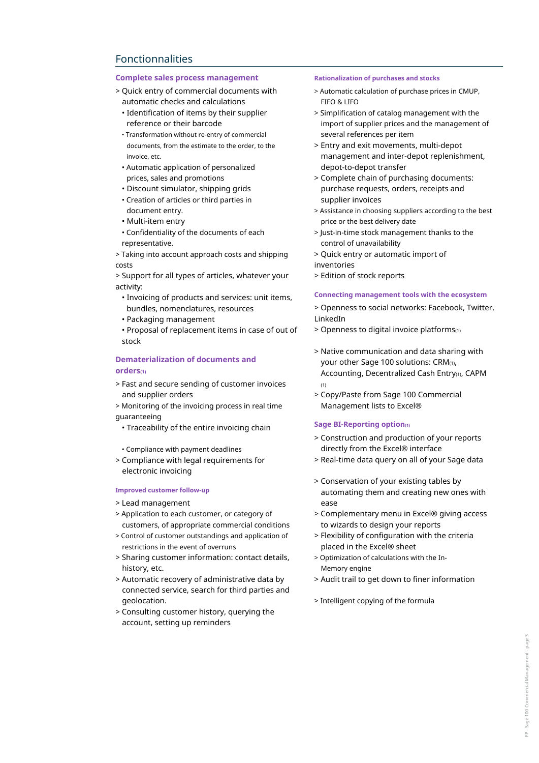## Fonctionnalities

### Complete sales process management

> Quick entry of commercial documents with automatic checks and calculations
- Identification of items by their supplier reference or their barcode
- Transformation without re-entry of commercial documents, from the estimate to the order, to the invoice, etc.
- Automatic application of personalized prices, sales and promotions
- Discount simulator, shipping grids
- Creation of articles or third parties in document entry.
- Multi-item entry
- Confidentiality of the documents of each representative.

> Taking into account approach costs and shipping costs

> Support for all types of articles, whatever your activity:
- Invoicing of products and services: unit items, bundles, nomenclatures, resources
- Packaging management
- Proposal of replacement items in case of out of stock

### Dematerialization of documents and orders(1)

> Fast and secure sending of customer invoices and supplier orders

> Monitoring of the invoicing process in real time guaranteeing
- Traceability of the entire invoicing chain
- Compliance with payment deadlines

> Compliance with legal requirements for electronic invoicing

### Improved customer follow-up

> Lead management

> Application to each customer, or category of customers, of appropriate commercial conditions

> Control of customer outstandings and application of restrictions in the event of overruns

> Sharing customer information: contact details, history, etc.

> Automatic recovery of administrative data by connected service, search for third parties and geolocation.

> Consulting customer history, querying the account, setting up reminders

### Rationalization of purchases and stocks

> Automatic calculation of purchase prices in CMUP, FIFO & LIFO

> Simplification of catalog management with the import of supplier prices and the management of several references per item

> Entry and exit movements, multi-depot management and inter-depot replenishment, depot-to-depot transfer

> Complete chain of purchasing documents: purchase requests, purchase orders, receipts and supplier invoices

> Assistance in choosing suppliers according to the best price or the best delivery date

> Just-in-time stock management thanks to the control of unavailability

> Quick entry or automatic import of inventories

> Edition of stock reports

### Connecting management tools with the ecosystem

> Openness to social networks: Facebook, Twitter, LinkedIn

> Openness to digital invoice platforms(1)

> Native communication and data sharing with your other Sage 100 solutions: CRM(1), Accounting, Decentralized Cash Entry(1), CAPM (1)

> Copy/Paste from Sage 100 Commercial Management lists to Excel®

### Sage BI-Reporting option(1)

> Construction and production of your reports directly from the Excel® interface

> Real-time data query on all of your Sage data

> Conservation of your existing tables by automating them and creating new ones with ease

> Complementary menu in Excel® giving access to wizards to design your reports

> Flexibility of configuration with the criteria placed in the Excel® sheet

> Optimization of calculations with the In-Memory engine

> Audit trail to get down to finer information

> Intelligent copying of the formula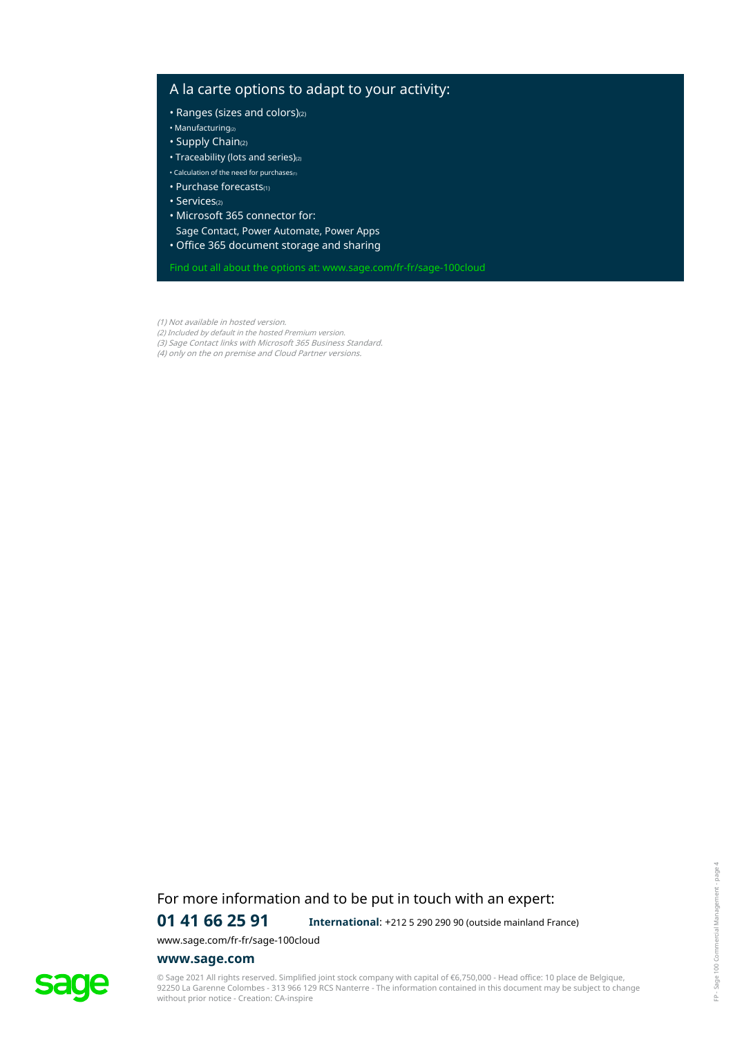## A la carte options to adapt to your activity:

- Ranges (sizes and colors)(2)
- Manufacturing(2)
- Supply Chain(2)
- Traceability (lots and series)(2)
- Calculation of the need for purchases(1)
- Purchase forecasts(1)
- Services(2)
- Microsoft 365 connector for:
  Sage Contact, Power Automate, Power Apps
- Office 365 document storage and sharing

Find out all about the options at: www.sage.com/fr-fr/sage-100cloud

*(1) Not available in hosted version.*
*(2) Included by default in the hosted Premium version.*
*(3) Sage Contact links with Microsoft 365 Business Standard.*
*(4) only on the on premise and Cloud Partner versions.*

For more information and to be put in touch with an expert:

**01 41 66 25 91** **International**: +212 5 290 290 90 (outside mainland France)

www.sage.com/fr-fr/sage-100cloud

**www.sage.com**

sage

© Sage 2021 All rights reserved. Simplified joint stock company with capital of €6,750,000 - Head office: 10 place de Belgique, 92250 La Garenne Colombes - 313 966 129 RCS Nanterre - The information contained in this document may be subject to change without prior notice - Creation: CA-inspire